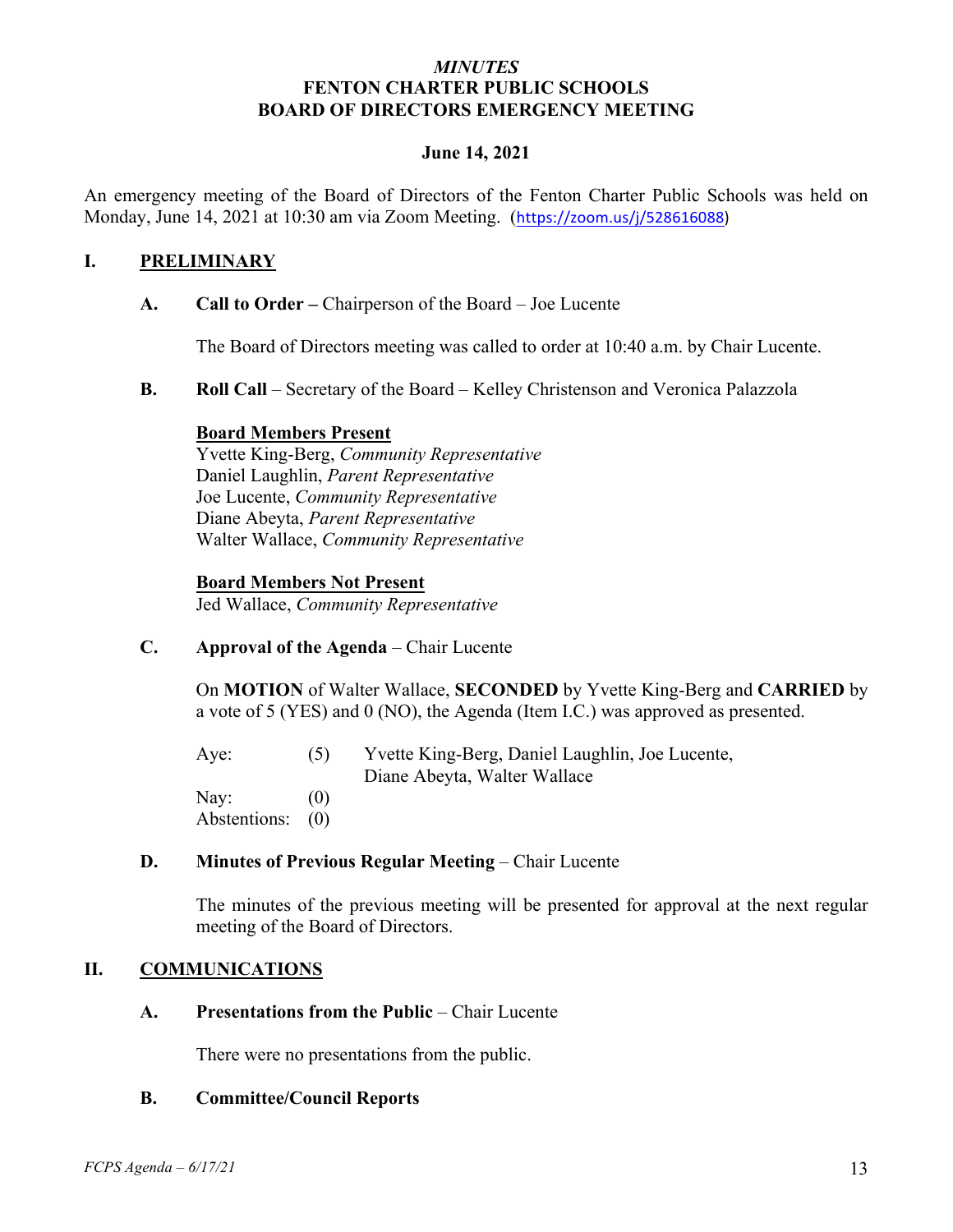# *MINUTES*
# FENTON CHARTER PUBLIC SCHOOLS
# BOARD OF DIRECTORS EMERGENCY MEETING

**June 14, 2021**

An emergency meeting of the Board of Directors of the Fenton Charter Public Schools was held on Monday, June 14, 2021 at 10:30 am via Zoom Meeting. (https://zoom.us/j/528616088)

## I. PRELIMINARY

### A. Call to Order – Chairperson of the Board – Joe Lucente

The Board of Directors meeting was called to order at 10:40 a.m. by Chair Lucente.

### B. Roll Call – Secretary of the Board – Kelley Christenson and Veronica Palazzola

**Board Members Present**

Yvette King-Berg, *Community Representative*
Daniel Laughlin, *Parent Representative*
Joe Lucente, *Community Representative*
Diane Abeyta, *Parent Representative*
Walter Wallace, *Community Representative*

**Board Members Not Present**

Jed Wallace, *Community Representative*

### C. Approval of the Agenda – Chair Lucente

On **MOTION** of Walter Wallace, **SECONDED** by Yvette King-Berg and **CARRIED** by a vote of 5 (YES) and 0 (NO), the Agenda (Item I.C.) was approved as presented.

| | | |
|---|---|---|
| Aye: | (5) | Yvette King-Berg, Daniel Laughlin, Joe Lucente, Diane Abeyta, Walter Wallace |
| Nay: | (0) | |
| Abstentions: | (0) | |

### D. Minutes of Previous Regular Meeting – Chair Lucente

The minutes of the previous meeting will be presented for approval at the next regular meeting of the Board of Directors.

## II. COMMUNICATIONS

### A. Presentations from the Public – Chair Lucente

There were no presentations from the public.

### B. Committee/Council Reports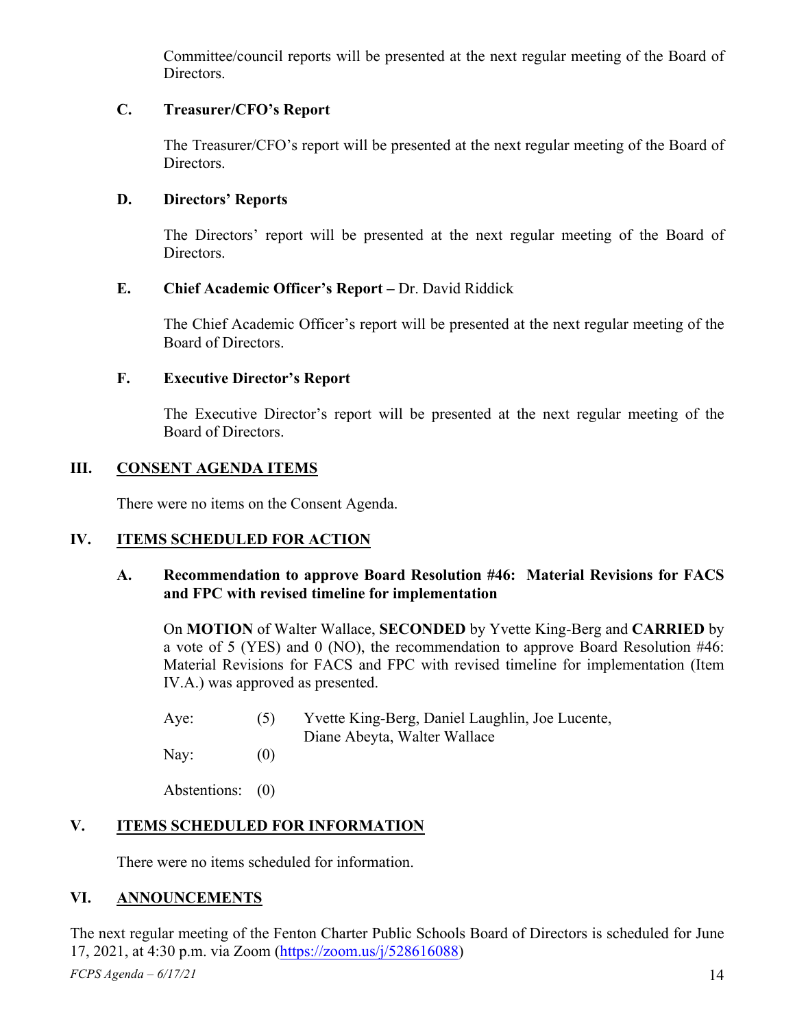Committee/council reports will be presented at the next regular meeting of the Board of Directors.

### C. Treasurer/CFO's Report

The Treasurer/CFO's report will be presented at the next regular meeting of the Board of Directors.

### D. Directors' Reports

The Directors' report will be presented at the next regular meeting of the Board of Directors.

### E. Chief Academic Officer's Report – Dr. David Riddick

The Chief Academic Officer's report will be presented at the next regular meeting of the Board of Directors.

### F. Executive Director's Report

The Executive Director's report will be presented at the next regular meeting of the Board of Directors.

## III. CONSENT AGENDA ITEMS

There were no items on the Consent Agenda.

## IV. ITEMS SCHEDULED FOR ACTION

### A. Recommendation to approve Board Resolution #46: Material Revisions for FACS and FPC with revised timeline for implementation

On **MOTION** of Walter Wallace, **SECONDED** by Yvette King-Berg and **CARRIED** by a vote of 5 (YES) and 0 (NO), the recommendation to approve Board Resolution #46: Material Revisions for FACS and FPC with revised timeline for implementation (Item IV.A.) was approved as presented.

Aye: (5) Yvette King-Berg, Daniel Laughlin, Joe Lucente, Diane Abeyta, Walter Wallace

Nay: (0)

Abstentions: (0)

## V. ITEMS SCHEDULED FOR INFORMATION

There were no items scheduled for information.

## VI. ANNOUNCEMENTS

The next regular meeting of the Fenton Charter Public Schools Board of Directors is scheduled for June 17, 2021, at 4:30 p.m. via Zoom (https://zoom.us/j/528616088)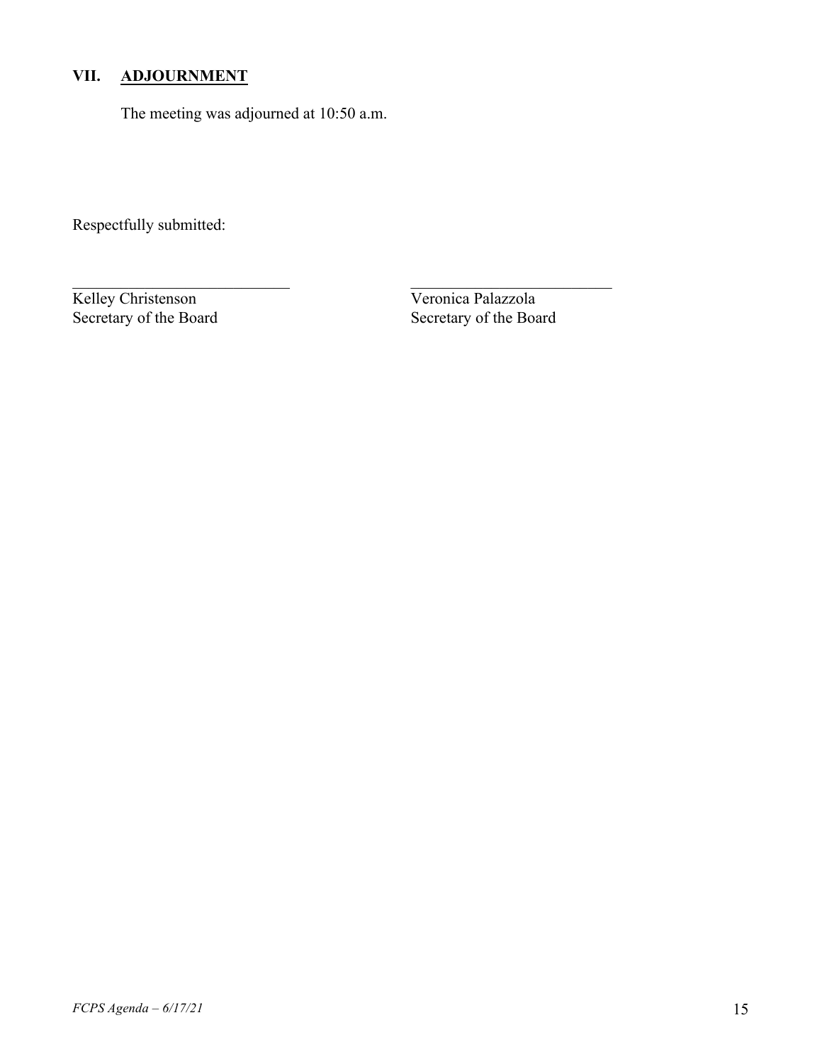## VII. ADJOURNMENT

The meeting was adjourned at 10:50 a.m.

Respectfully submitted:

| | |
|---|---|
| \_\_\_\_\_\_\_\_\_\_\_\_\_\_\_\_\_\_\_\_\_\_\_\_\_\_\_\_ | \_\_\_\_\_\_\_\_\_\_\_\_\_\_\_\_\_\_\_\_\_\_\_\_\_\_ |
| Kelley Christenson | Veronica Palazzola |
| Secretary of the Board | Secretary of the Board |